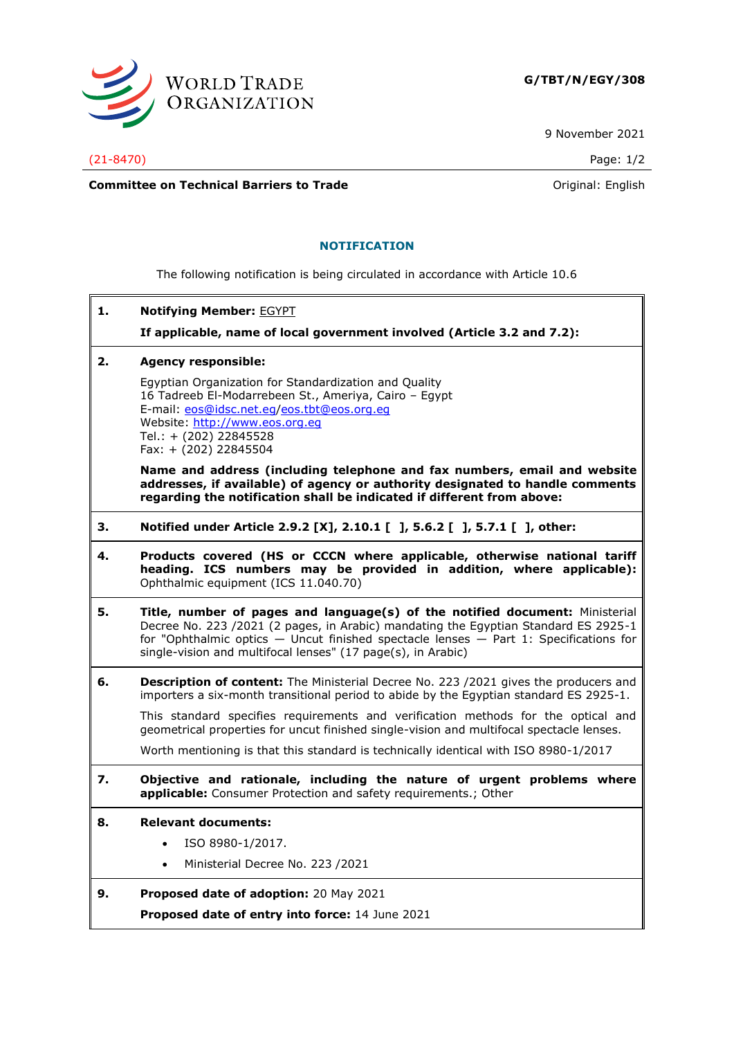**G/TBT/N/EGY/308**

9 November 2021

(21-8470)

**Committee on Technical Barriers to Trade**

Original: English

## NOTIFICATION

The following notification is being circulated in accordance with Article 10.6

**1. Notifying Member:** EGYPT

**If applicable, name of local government involved (Article 3.2 and 7.2):**

**2. Agency responsible:**

Egyptian Organization for Standardization and Quality
16 Tadreeb El-Modarrebeen St., Ameriya, Cairo – Egypt
E-mail: eos@idsc.net.eg/eos.tbt@eos.org.eg
Website: http://www.eos.org.eg
Tel.: + (202) 22845528
Fax: + (202) 22845504

**Name and address (including telephone and fax numbers, email and website addresses, if available) of agency or authority designated to handle comments regarding the notification shall be indicated if different from above:**

**3. Notified under Article 2.9.2 [X], 2.10.1 [ ], 5.6.2 [ ], 5.7.1 [ ], other:**

**4. Products covered (HS or CCCN where applicable, otherwise national tariff heading. ICS numbers may be provided in addition, where applicable):** Ophthalmic equipment (ICS 11.040.70)

**5. Title, number of pages and language(s) of the notified document:** Ministerial Decree No. 223 /2021 (2 pages, in Arabic) mandating the Egyptian Standard ES 2925-1 for "Ophthalmic optics — Uncut finished spectacle lenses — Part 1: Specifications for single-vision and multifocal lenses" (17 page(s), in Arabic)

**6. Description of content:** The Ministerial Decree No. 223 /2021 gives the producers and importers a six-month transitional period to abide by the Egyptian standard ES 2925-1.

This standard specifies requirements and verification methods for the optical and geometrical properties for uncut finished single-vision and multifocal spectacle lenses.

Worth mentioning is that this standard is technically identical with ISO 8980-1/2017

**7. Objective and rationale, including the nature of urgent problems where applicable:** Consumer Protection and safety requirements.; Other

**8. Relevant documents:**

- ISO 8980-1/2017.
- Ministerial Decree No. 223 /2021

**9. Proposed date of adoption:** 20 May 2021

**Proposed date of entry into force:** 14 June 2021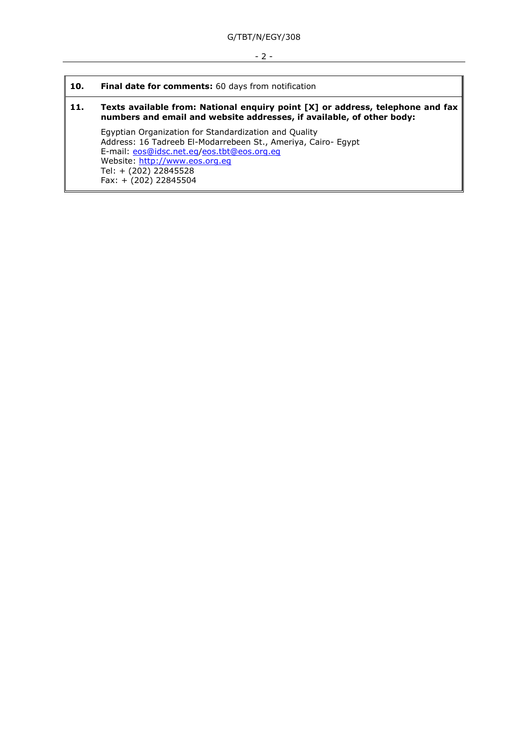**10. Final date for comments:** 60 days from notification

**11. Texts available from: National enquiry point [X] or address, telephone and fax numbers and email and website addresses, if available, of other body:**

Egyptian Organization for Standardization and Quality
Address: 16 Tadreeb El-Modarrebeen St., Ameriya, Cairo- Egypt
E-mail: eos@idsc.net.eg/eos.tbt@eos.org.eg
Website: http://www.eos.org.eg
Tel: + (202) 22845528
Fax: + (202) 22845504